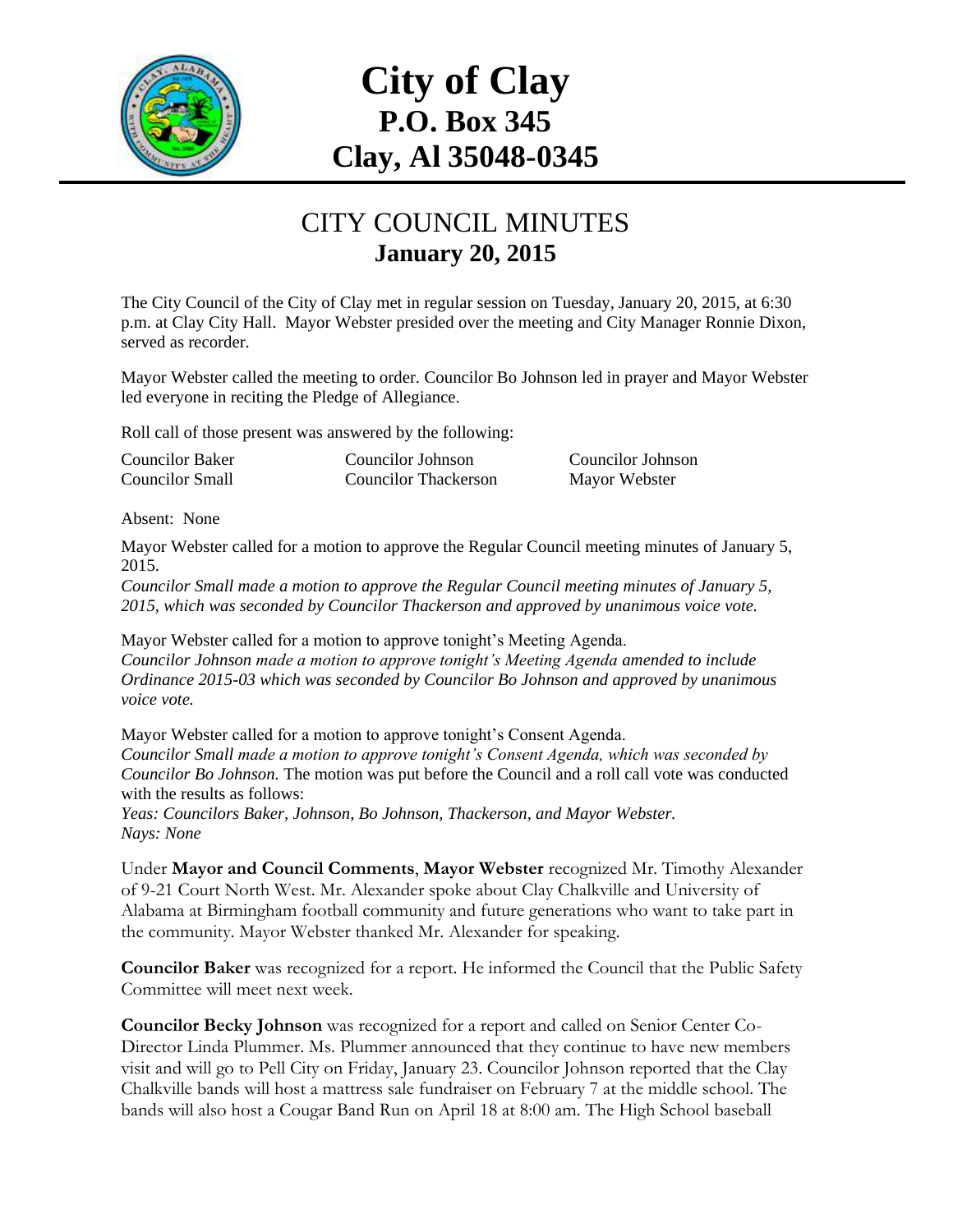# City of Clay
# P.O. Box 345
# Clay, Al 35048-0345

## CITY COUNCIL MINUTES
## January 20, 2015

The City Council of the City of Clay met in regular session on Tuesday, January 20, 2015, at 6:30 p.m. at Clay City Hall. Mayor Webster presided over the meeting and City Manager Ronnie Dixon, served as recorder.

Mayor Webster called the meeting to order. Councilor Bo Johnson led in prayer and Mayor Webster led everyone in reciting the Pledge of Allegiance.

Roll call of those present was answered by the following:

| | | |
|---|---|---|
| Councilor Baker | Councilor Johnson | Councilor Johnson |
| Councilor Small | Councilor Thackerson | Mayor Webster |

Absent: None

Mayor Webster called for a motion to approve the Regular Council meeting minutes of January 5, 2015.
*Councilor Small made a motion to approve the Regular Council meeting minutes of January 5, 2015, which was seconded by Councilor Thackerson and approved by unanimous voice vote.*

Mayor Webster called for a motion to approve tonight's Meeting Agenda.
*Councilor Johnson made a motion to approve tonight's Meeting Agenda amended to include Ordinance 2015-03 which was seconded by Councilor Bo Johnson and approved by unanimous voice vote.*

Mayor Webster called for a motion to approve tonight's Consent Agenda.
*Councilor Small made a motion to approve tonight's Consent Agenda, which was seconded by Councilor Bo Johnson.* The motion was put before the Council and a roll call vote was conducted with the results as follows:
*Yeas: Councilors Baker, Johnson, Bo Johnson, Thackerson, and Mayor Webster.*
*Nays: None*

Under **Mayor and Council Comments**, **Mayor Webster** recognized Mr. Timothy Alexander of 9-21 Court North West. Mr. Alexander spoke about Clay Chalkville and University of Alabama at Birmingham football community and future generations who want to take part in the community. Mayor Webster thanked Mr. Alexander for speaking.

**Councilor Baker** was recognized for a report. He informed the Council that the Public Safety Committee will meet next week.

**Councilor Becky Johnson** was recognized for a report and called on Senior Center Co-Director Linda Plummer. Ms. Plummer announced that they continue to have new members visit and will go to Pell City on Friday, January 23. Councilor Johnson reported that the Clay Chalkville bands will host a mattress sale fundraiser on February 7 at the middle school. The bands will also host a Cougar Band Run on April 18 at 8:00 am. The High School baseball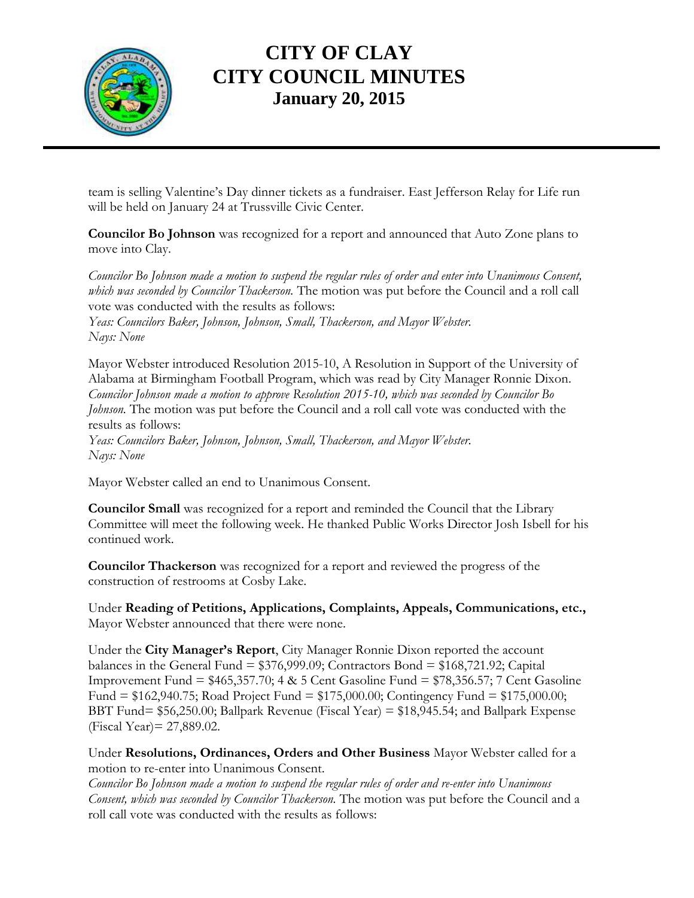team is selling Valentine's Day dinner tickets as a fundraiser. East Jefferson Relay for Life run will be held on January 24 at Trussville Civic Center.

**Councilor Bo Johnson** was recognized for a report and announced that Auto Zone plans to move into Clay.

*Councilor Bo Johnson made a motion to suspend the regular rules of order and enter into Unanimous Consent, which was seconded by Councilor Thackerson.* The motion was put before the Council and a roll call vote was conducted with the results as follows:
*Yeas: Councilors Baker, Johnson, Johnson, Small, Thackerson, and Mayor Webster.*
*Nays: None*

Mayor Webster introduced Resolution 2015-10, A Resolution in Support of the University of Alabama at Birmingham Football Program, which was read by City Manager Ronnie Dixon.
*Councilor Johnson made a motion to approve Resolution 2015-10, which was seconded by Councilor Bo Johnson.* The motion was put before the Council and a roll call vote was conducted with the results as follows:
*Yeas: Councilors Baker, Johnson, Johnson, Small, Thackerson, and Mayor Webster.*
*Nays: None*

Mayor Webster called an end to Unanimous Consent.

**Councilor Small** was recognized for a report and reminded the Council that the Library Committee will meet the following week. He thanked Public Works Director Josh Isbell for his continued work.

**Councilor Thackerson** was recognized for a report and reviewed the progress of the construction of restrooms at Cosby Lake.

Under **Reading of Petitions, Applications, Complaints, Appeals, Communications, etc.,** Mayor Webster announced that there were none.

Under the **City Manager's Report**, City Manager Ronnie Dixon reported the account balances in the General Fund = $376,999.09; Contractors Bond = $168,721.92; Capital Improvement Fund = $465,357.70; 4 & 5 Cent Gasoline Fund = $78,356.57; 7 Cent Gasoline Fund = $162,940.75; Road Project Fund = $175,000.00; Contingency Fund = $175,000.00; BBT Fund= $56,250.00; Ballpark Revenue (Fiscal Year) = $18,945.54; and Ballpark Expense (Fiscal Year)= 27,889.02.

Under **Resolutions, Ordinances, Orders and Other Business** Mayor Webster called for a motion to re-enter into Unanimous Consent.
*Councilor Bo Johnson made a motion to suspend the regular rules of order and re-enter into Unanimous Consent, which was seconded by Councilor Thackerson.* The motion was put before the Council and a roll call vote was conducted with the results as follows: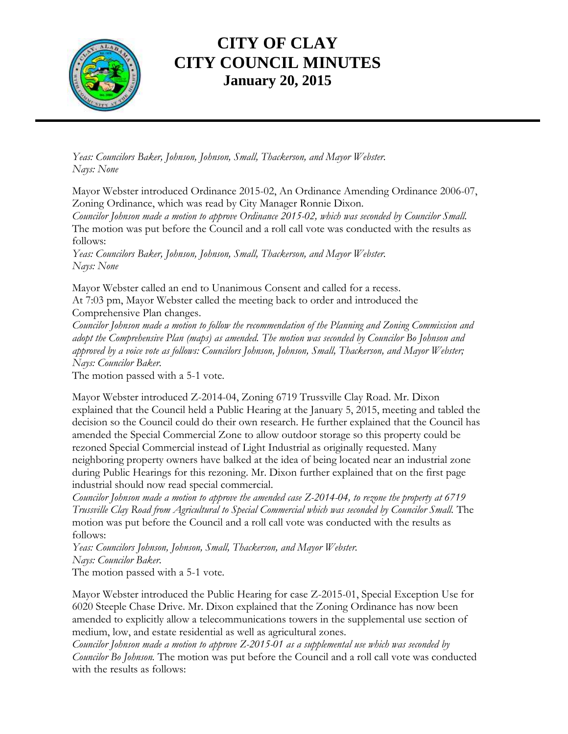# CITY OF CLAY
# CITY COUNCIL MINUTES
## January 20, 2015

*Yeas: Councilors Baker, Johnson, Johnson, Small, Thackerson, and Mayor Webster.*
*Nays: None*

Mayor Webster introduced Ordinance 2015-02, An Ordinance Amending Ordinance 2006-07, Zoning Ordinance, which was read by City Manager Ronnie Dixon.
*Councilor Johnson made a motion to approve Ordinance 2015-02, which was seconded by Councilor Small.* The motion was put before the Council and a roll call vote was conducted with the results as follows:
*Yeas: Councilors Baker, Johnson, Johnson, Small, Thackerson, and Mayor Webster.*
*Nays: None*

Mayor Webster called an end to Unanimous Consent and called for a recess.
At 7:03 pm, Mayor Webster called the meeting back to order and introduced the Comprehensive Plan changes.
*Councilor Johnson made a motion to follow the recommendation of the Planning and Zoning Commission and adopt the Comprehensive Plan (maps) as amended. The motion was seconded by Councilor Bo Johnson and approved by a voice vote as follows: Councilors Johnson, Johnson, Small, Thackerson, and Mayor Webster; Nays: Councilor Baker.*
The motion passed with a 5-1 vote.

Mayor Webster introduced Z-2014-04, Zoning 6719 Trussville Clay Road. Mr. Dixon explained that the Council held a Public Hearing at the January 5, 2015, meeting and tabled the decision so the Council could do their own research. He further explained that the Council has amended the Special Commercial Zone to allow outdoor storage so this property could be rezoned Special Commercial instead of Light Industrial as originally requested. Many neighboring property owners have balked at the idea of being located near an industrial zone during Public Hearings for this rezoning. Mr. Dixon further explained that on the first page industrial should now read special commercial.
*Councilor Johnson made a motion to approve the amended case Z-2014-04, to rezone the property at 6719 Trussville Clay Road from Agricultural to Special Commercial which was seconded by Councilor Small.* The motion was put before the Council and a roll call vote was conducted with the results as follows:
*Yeas: Councilors Johnson, Johnson, Small, Thackerson, and Mayor Webster.*
*Nays: Councilor Baker.*
The motion passed with a 5-1 vote.

Mayor Webster introduced the Public Hearing for case Z-2015-01, Special Exception Use for 6020 Steeple Chase Drive. Mr. Dixon explained that the Zoning Ordinance has now been amended to explicitly allow a telecommunications towers in the supplemental use section of medium, low, and estate residential as well as agricultural zones.
*Councilor Johnson made a motion to approve Z-2015-01 as a supplemental use which was seconded by Councilor Bo Johnson.* The motion was put before the Council and a roll call vote was conducted with the results as follows: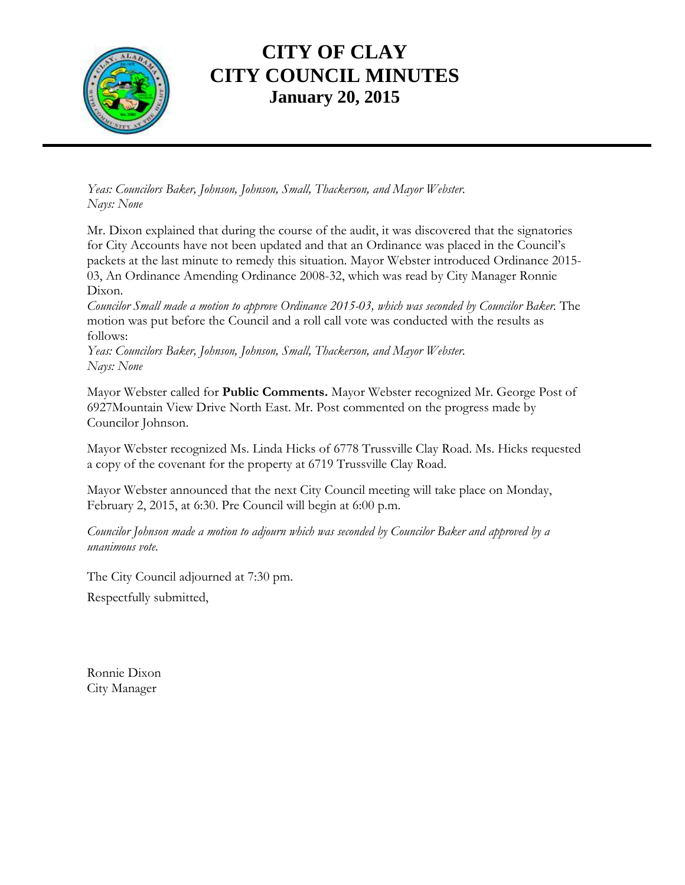# CITY OF CLAY
# CITY COUNCIL MINUTES
## January 20, 2015

*Yeas: Councilors Baker, Johnson, Johnson, Small, Thackerson, and Mayor Webster.*
*Nays: None*

Mr. Dixon explained that during the course of the audit, it was discovered that the signatories for City Accounts have not been updated and that an Ordinance was placed in the Council's packets at the last minute to remedy this situation. Mayor Webster introduced Ordinance 2015-03, An Ordinance Amending Ordinance 2008-32, which was read by City Manager Ronnie Dixon.
*Councilor Small made a motion to approve Ordinance 2015-03, which was seconded by Councilor Baker.* The motion was put before the Council and a roll call vote was conducted with the results as follows:
*Yeas: Councilors Baker, Johnson, Johnson, Small, Thackerson, and Mayor Webster.*
*Nays: None*

Mayor Webster called for **Public Comments.** Mayor Webster recognized Mr. George Post of 6927Mountain View Drive North East. Mr. Post commented on the progress made by Councilor Johnson.

Mayor Webster recognized Ms. Linda Hicks of 6778 Trussville Clay Road. Ms. Hicks requested a copy of the covenant for the property at 6719 Trussville Clay Road.

Mayor Webster announced that the next City Council meeting will take place on Monday, February 2, 2015, at 6:30. Pre Council will begin at 6:00 p.m.

*Councilor Johnson made a motion to adjourn which was seconded by Councilor Baker and approved by a unanimous vote.*

The City Council adjourned at 7:30 pm.

Respectfully submitted,

Ronnie Dixon
City Manager